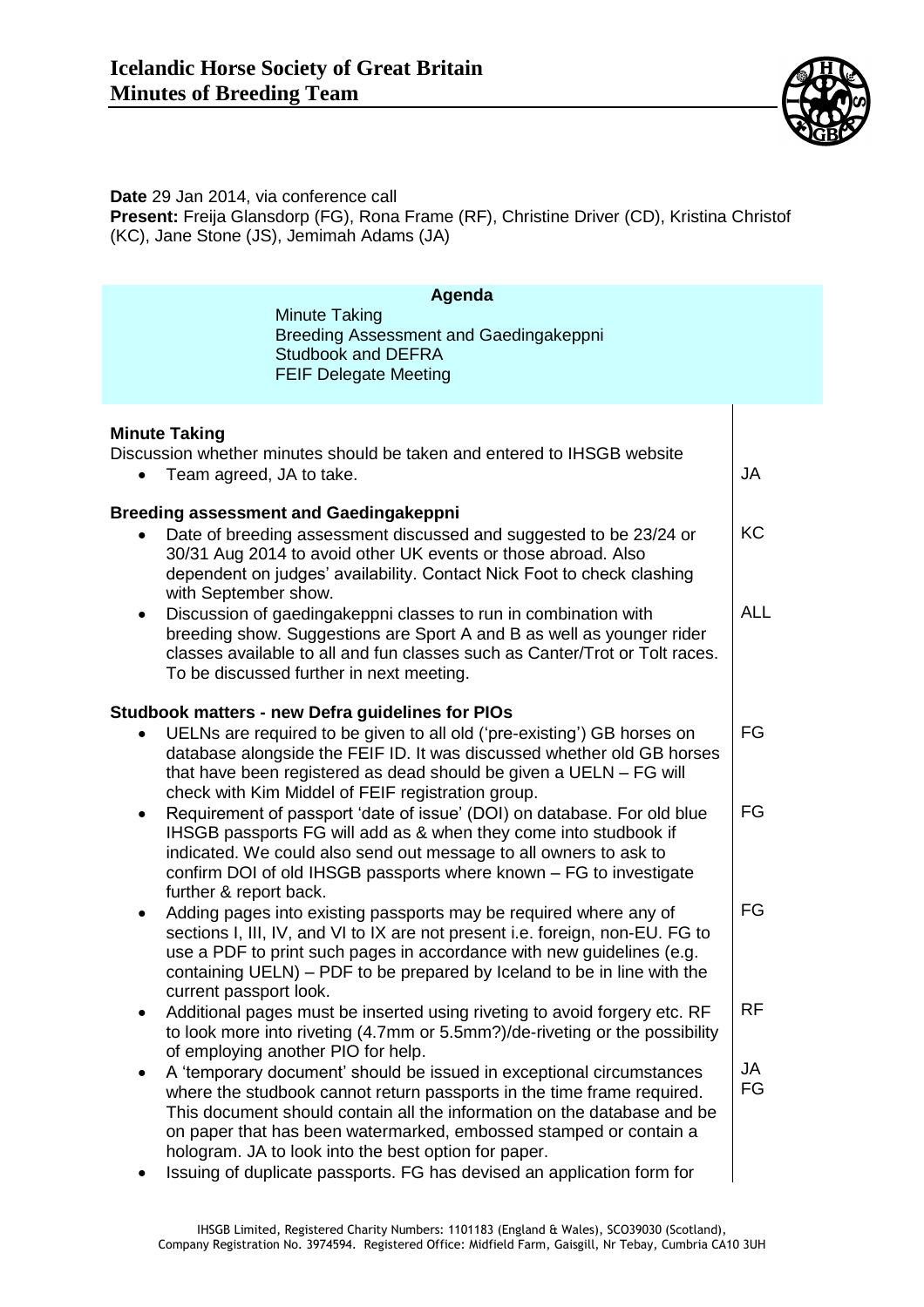# Icelandic Horse Society of Great Britain
# Minutes of Breeding Team

**Date** 29 Jan 2014, via conference call
**Present:** Freija Glansdorp (FG), Rona Frame (RF), Christine Driver (CD), Kristina Christof (KC), Jane Stone (JS), Jemimah Adams (JA)

**Agenda**

Minute Taking
Breeding Assessment and Gaedingakeppni
Studbook and DEFRA
FEIF Delegate Meeting

**Minute Taking**

Discussion whether minutes should be taken and entered to IHSGB website

- Team agreed, JA to take. — JA

**Breeding assessment and Gaedingakeppni**

- Date of breeding assessment discussed and suggested to be 23/24 or 30/31 Aug 2014 to avoid other UK events or those abroad. Also dependent on judges' availability. Contact Nick Foot to check clashing with September show. — KC
- Discussion of gaedingakeppni classes to run in combination with breeding show. Suggestions are Sport A and B as well as younger rider classes available to all and fun classes such as Canter/Trot or Tolt races. To be discussed further in next meeting. — ALL

**Studbook matters - new Defra guidelines for PIOs**

- UELNs are required to be given to all old ('pre-existing') GB horses on database alongside the FEIF ID. It was discussed whether old GB horses that have been registered as dead should be given a UELN – FG will check with Kim Middel of FEIF registration group. — FG
- Requirement of passport 'date of issue' (DOI) on database. For old blue IHSGB passports FG will add as & when they come into studbook if indicated. We could also send out message to all owners to ask to confirm DOI of old IHSGB passports where known – FG to investigate further & report back. — FG
- Adding pages into existing passports may be required where any of sections I, III, IV, and VI to IX are not present i.e. foreign, non-EU. FG to use a PDF to print such pages in accordance with new guidelines (e.g. containing UELN) – PDF to be prepared by Iceland to be in line with the current passport look. — FG
- Additional pages must be inserted using riveting to avoid forgery etc. RF to look more into riveting (4.7mm or 5.5mm?)/de-riveting or the possibility of employing another PIO for help. — RF
- A 'temporary document' should be issued in exceptional circumstances where the studbook cannot return passports in the time frame required. This document should contain all the information on the database and be on paper that has been watermarked, embossed stamped or contain a hologram. JA to look into the best option for paper. — JA, FG
- Issuing of duplicate passports. FG has devised an application form for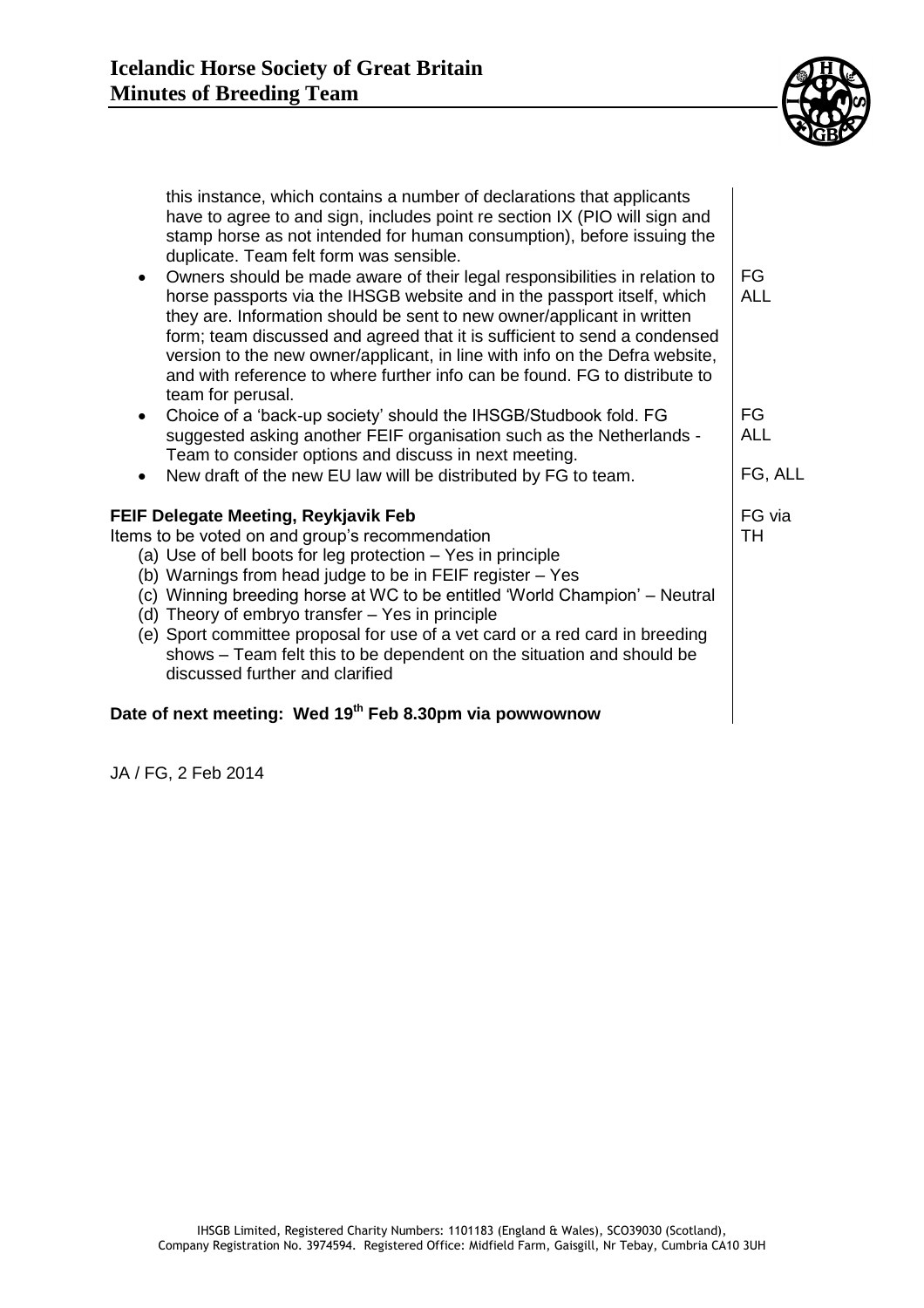| | |
|---|---|
| this instance, which contains a number of declarations that applicants have to agree to and sign, includes point re section IX (PIO will sign and stamp horse as not intended for human consumption), before issuing the duplicate. Team felt form was sensible. | |
| • Owners should be made aware of their legal responsibilities in relation to horse passports via the IHSGB website and in the passport itself, which they are. Information should be sent to new owner/applicant in written form; team discussed and agreed that it is sufficient to send a condensed version to the new owner/applicant, in line with info on the Defra website, and with reference to where further info can be found. FG to distribute to team for perusal. | FG<br>ALL |
| • Choice of a 'back-up society' should the IHSGB/Studbook fold. FG suggested asking another FEIF organisation such as the Netherlands - Team to consider options and discuss in next meeting. | FG<br>ALL |
| • New draft of the new EU law will be distributed by FG to team. | FG, ALL |
| **FEIF Delegate Meeting, Reykjavik Feb**<br>Items to be voted on and group's recommendation<br>(a) Use of bell boots for leg protection – Yes in principle<br>(b) Warnings from head judge to be in FEIF register – Yes<br>(c) Winning breeding horse at WC to be entitled 'World Champion' – Neutral<br>(d) Theory of embryo transfer – Yes in principle<br>(e) Sport committee proposal for use of a vet card or a red card in breeding shows – Team felt this to be dependent on the situation and should be discussed further and clarified | FG via<br>TH |
| **Date of next meeting: Wed 19th Feb 8.30pm via powwownow** | |

JA / FG, 2 Feb 2014